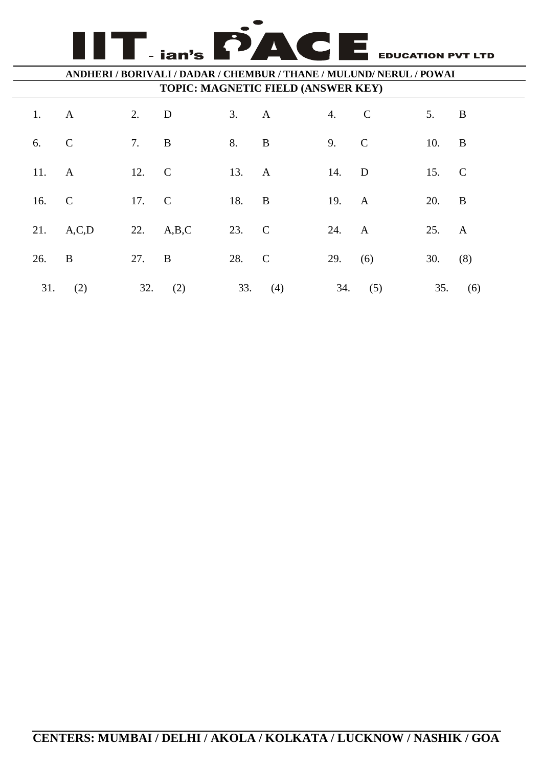# IIT - ian's PACE EDUCATION PVT LTD

**ANDHERI / BORIVALI / DADAR / CHEMBUR / THANE / MULUND/ NERUL / POWAI**

**TOPIC: MAGNETIC FIELD (ANSWER KEY)**

| | | | | | | | | | |
|---|---|---|---|---|---|---|---|---|---|
| 1. | A | 2. | D | 3. | A | 4. | C | 5. | B |
| 6. | C | 7. | B | 8. | B | 9. | C | 10. | B |
| 11. | A | 12. | C | 13. | A | 14. | D | 15. | C |
| 16. | C | 17. | C | 18. | B | 19. | A | 20. | B |
| 21. | A,C,D | 22. | A,B,C | 23. | C | 24. | A | 25. | A |
| 26. | B | 27. | B | 28. | C | 29. | (6) | 30. | (8) |
| 31. | (2) | 32. | (2) | 33. | (4) | 34. | (5) | 35. | (6) |

**CENTERS: MUMBAI / DELHI / AKOLA / KOLKATA / LUCKNOW / NASHIK / GOA**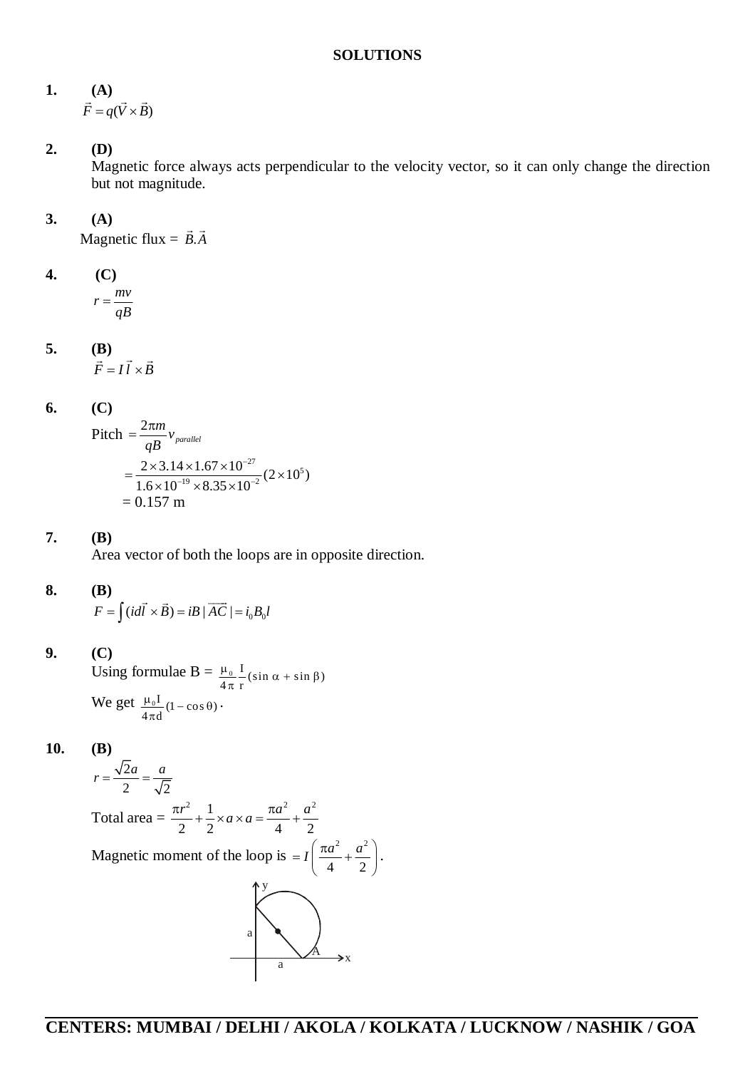**SOLUTIONS**

**1. (A)**

$$\vec{F} = q(\vec{V} \times \vec{B})$$

**2. (D)**

Magnetic force always acts perpendicular to the velocity vector, so it can only change the direction but not magnitude.

**3. (A)**

Magnetic flux = $\vec{B}.\vec{A}$

**4. (C)**

$$r = \frac{mv}{qB}$$

**5. (B)**

$$\vec{F} = I\vec{l} \times \vec{B}$$

**6. (C)**

$$\text{Pitch } = \frac{2\pi m}{qB} v_{parallel}$$

$$= \frac{2 \times 3.14 \times 1.67 \times 10^{-27}}{1.6 \times 10^{-19} \times 8.35 \times 10^{-2}}(2 \times 10^5)$$

$$= 0.157 \text{ m}$$

**7. (B)**

Area vector of both the loops are in opposite direction.

**8. (B)**

$$F = \int (id\vec{l} \times \vec{B}) = iB|\overrightarrow{AC}| = i_0 B_0 l$$

**9. (C)**

Using formulae B = $\frac{\mu_0}{4\pi}\frac{I}{r}(\sin\alpha + \sin\beta)$

We get $\frac{\mu_0 I}{4\pi d}(1 - \cos\theta)$.

**10. (B)**

$$r = \frac{\sqrt{2}a}{2} = \frac{a}{\sqrt{2}}$$

Total area = $\frac{\pi r^2}{2} + \frac{1}{2} \times a \times a = \frac{\pi a^2}{4} + \frac{a^2}{2}$

Magnetic moment of the loop is $= I\left(\frac{\pi a^2}{4} + \frac{a^2}{2}\right)$.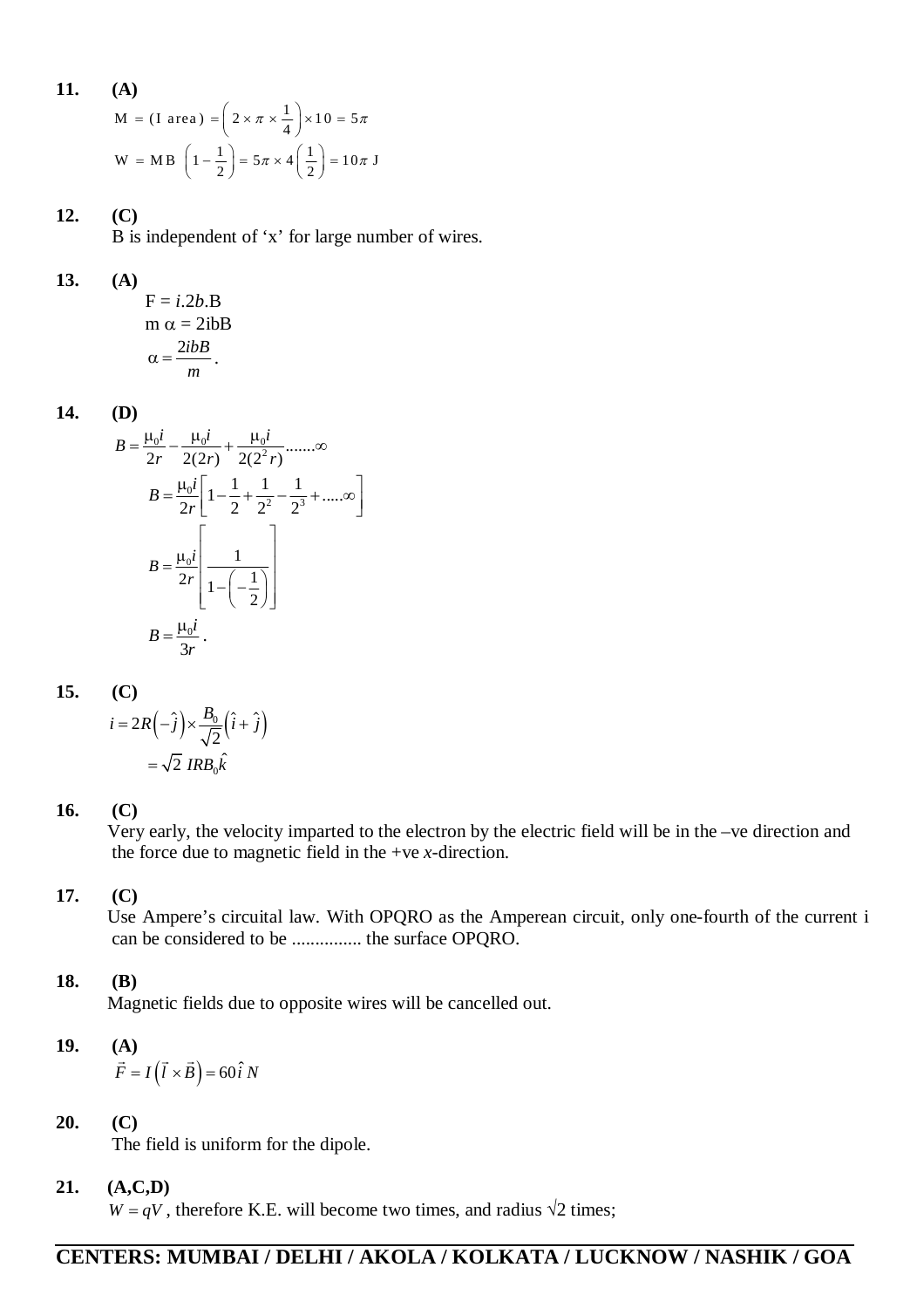**11.** **(A)**

$$M = (I\ \text{area}) = \left(2 \times \pi \times \frac{1}{4}\right) \times 10 = 5\pi$$

$$W = MB\ \left(1 - \frac{1}{2}\right) = 5\pi \times 4\left(\frac{1}{2}\right) = 10\pi\ \text{J}$$

**12.** **(C)**

B is independent of 'x' for large number of wires.

**13.** **(A)**

$F = i.2b.B$

$m\,\alpha = 2ibB$

$\alpha = \dfrac{2ibB}{m}$.

**14.** **(D)**

$$B = \frac{\mu_0 i}{2r} - \frac{\mu_0 i}{2(2r)} + \frac{\mu_0 i}{2(2^2 r)} .......\infty$$

$$B = \frac{\mu_0 i}{2r}\left[1 - \frac{1}{2} + \frac{1}{2^2} - \frac{1}{2^3} + .....\infty\right]$$

$$B = \frac{\mu_0 i}{2r}\left[\frac{1}{1 - \left(-\frac{1}{2}\right)}\right]$$

$$B = \frac{\mu_0 i}{3r}.$$

**15.** **(C)**

$$i = 2R\left(-\hat{j}\right) \times \frac{B_0}{\sqrt{2}}\left(\hat{i} + \hat{j}\right)$$

$$= \sqrt{2}\ IRB_0\hat{k}$$

**16.** **(C)**

Very early, the velocity imparted to the electron by the electric field will be in the –ve direction and the force due to magnetic field in the +ve *x*-direction.

**17.** **(C)**

Use Ampere's circuital law. With OPQRO as the Amperean circuit, only one-fourth of the current i can be considered to be ............... the surface OPQRO.

**18.** **(B)**

Magnetic fields due to opposite wires will be cancelled out.

**19.** **(A)**

$$\vec{F} = I\left(\vec{l} \times \vec{B}\right) = 60\hat{i}\ N$$

**20.** **(C)**

The field is uniform for the dipole.

**21.** **(A,C,D)**

$W = qV$, therefore K.E. will become two times, and radius $\sqrt{2}$ times;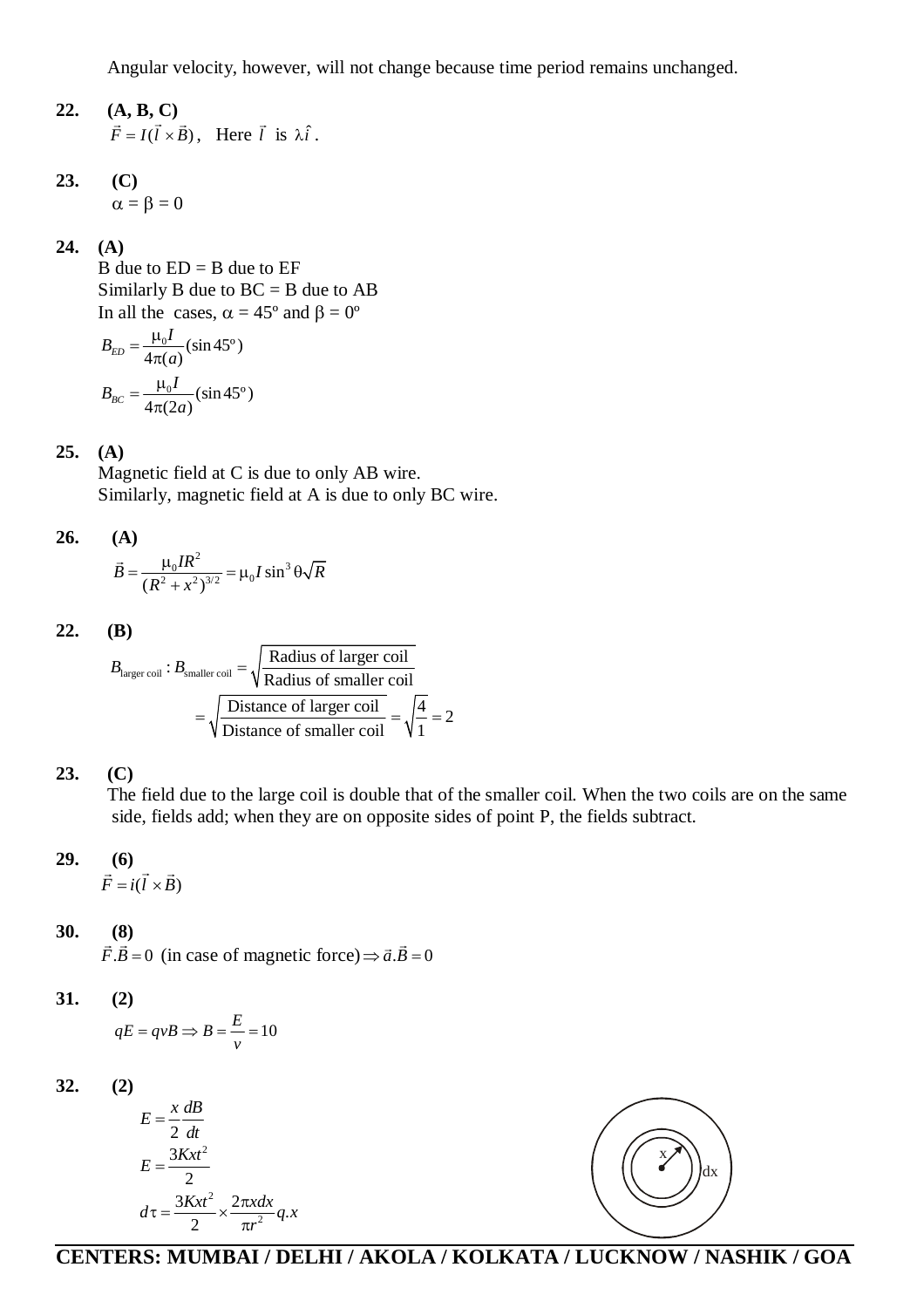Angular velocity, however, will not change because time period remains unchanged.

**22. (A, B, C)**

$\vec{F} = I(\vec{l} \times \vec{B})$, Here $\vec{l}$ is $\lambda\hat{i}$.

**23. (C)**

$\alpha = \beta = 0$

**24. (A)**

B due to ED = B due to EF

Similarly B due to BC = B due to AB

In all the cases, $\alpha = 45^o$ and $\beta = 0^o$

$$B_{ED} = \frac{\mu_0 I}{4\pi(a)}(\sin 45^o)$$

$$B_{BC} = \frac{\mu_0 I}{4\pi(2a)}(\sin 45^o)$$

**25. (A)**

Magnetic field at C is due to only AB wire.

Similarly, magnetic field at A is due to only BC wire.

**26. (A)**

$$\vec{B} = \frac{\mu_0 I R^2}{(R^2 + x^2)^{3/2}} = \mu_0 I \sin^3\theta \sqrt{R}$$

**22. (B)**

$$B_{\text{larger coil}} : B_{\text{smaller coil}} = \sqrt{\frac{\text{Radius of larger coil}}{\text{Radius of smaller coil}}}$$

$$= \sqrt{\frac{\text{Distance of larger coil}}{\text{Distance of smaller coil}}} = \sqrt{\frac{4}{1}} = 2$$

**23. (C)**

The field due to the large coil is double that of the smaller coil. When the two coils are on the same side, fields add; when they are on opposite sides of point P, the fields subtract.

**29. (6)**

$\vec{F} = i(\vec{l} \times \vec{B})$

**30. (8)**

$\vec{F}.\vec{B} = 0$ (in case of magnetic force) $\Rightarrow \vec{a}.\vec{B} = 0$

**31. (2)**

$$qE = qvB \Rightarrow B = \frac{E}{v} = 10$$

**32. (2)**

$$E = \frac{x}{2}\frac{dB}{dt}$$

$$E = \frac{3Kxt^2}{2}$$

$$d\tau = \frac{3Kxt^2}{2} \times \frac{2\pi x dx}{\pi r^2} q.x$$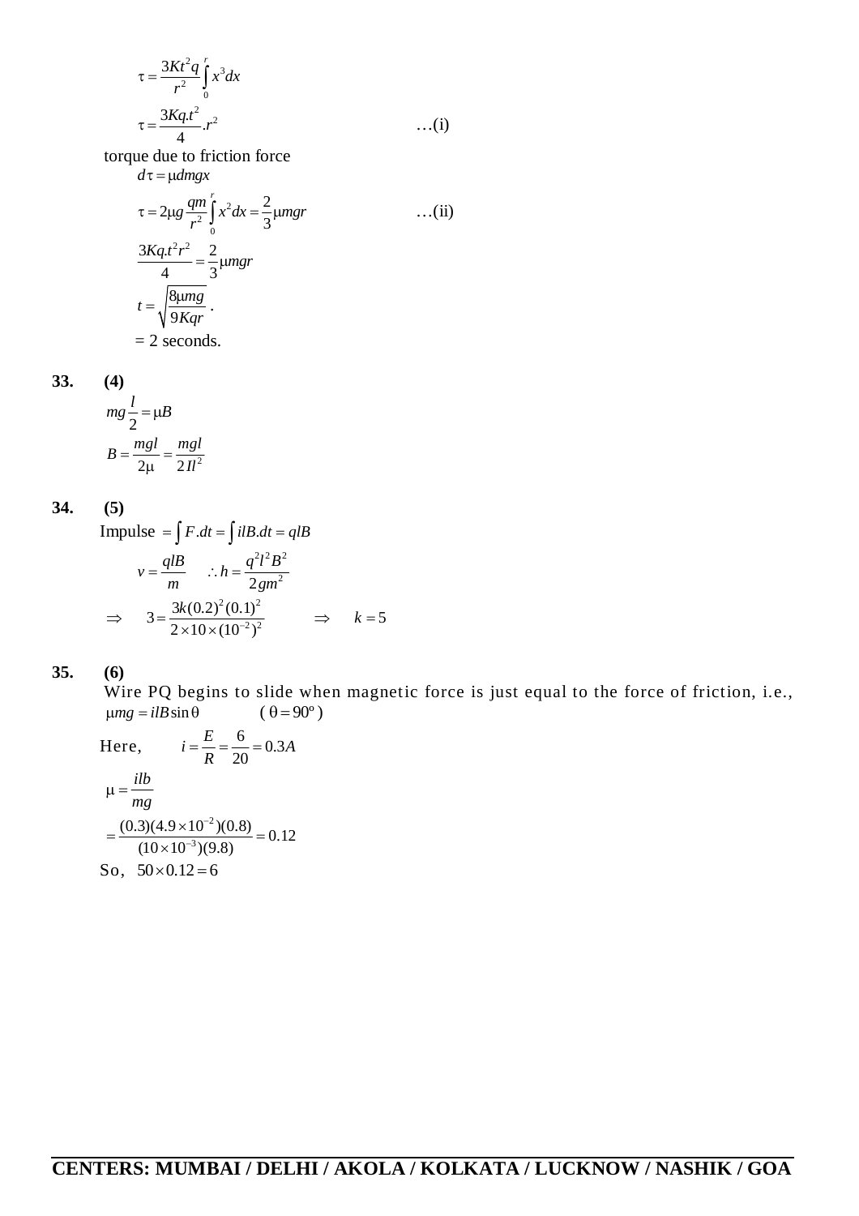$$\tau = \frac{3Kt^2q}{r^2}\int_0^r x^3 dx$$

$$\tau = \frac{3Kq.t^2}{4}.r^2 \quad \ldots\text{(i)}$$

torque due to friction force

$$d\tau = \mu dmgx$$

$$\tau = 2\mu g\frac{qm}{r^2}\int_0^r x^2 dx = \frac{2}{3}\mu mgr \quad \ldots\text{(ii)}$$

$$\frac{3Kq.t^2r^2}{4} = \frac{2}{3}\mu mgr$$

$$t = \sqrt{\frac{8\mu mg}{9Kqr}}.$$

= 2 seconds.

**33. (4)**

$$mg\frac{l}{2} = \mu B$$

$$B = \frac{mgl}{2\mu} = \frac{mgl}{2Il^2}$$

**34. (5)**

Impulse $= \int F.dt = \int ilB.dt = qlB$

$$v = \frac{qlB}{m} \qquad \therefore h = \frac{q^2l^2B^2}{2gm^2}$$

$$\Rightarrow \quad 3 = \frac{3k(0.2)^2(0.1)^2}{2\times 10\times (10^{-2})^2} \qquad \Rightarrow \quad k = 5$$

**35. (6)**

Wire PQ begins to slide when magnetic force is just equal to the force of friction, i.e., $\mu mg = ilB\sin\theta \qquad (\theta = 90^o)$

Here, $\quad i = \frac{E}{R} = \frac{6}{20} = 0.3A$

$$\mu = \frac{ilb}{mg}$$

$$= \frac{(0.3)(4.9\times 10^{-2})(0.8)}{(10\times 10^{-3})(9.8)} = 0.12$$

So, $50\times 0.12 = 6$